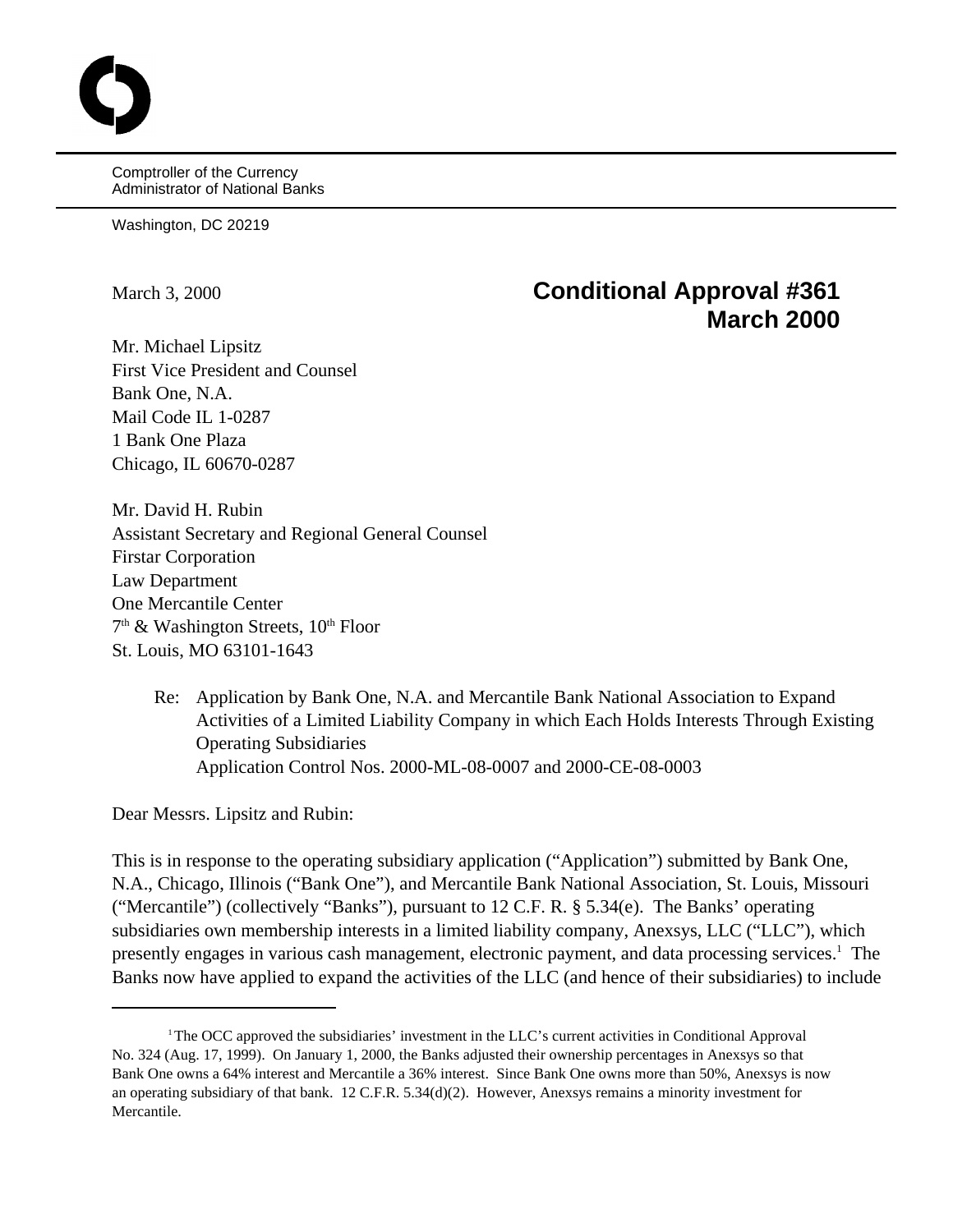Comptroller of the Currency
Administrator of National Banks

Washington, DC 20219

March 3, 2000

**Conditional Approval #361**
**March 2000**

Mr. Michael Lipsitz
First Vice President and Counsel
Bank One, N.A.
Mail Code IL 1-0287
1 Bank One Plaza
Chicago, IL 60670-0287

Mr. David H. Rubin
Assistant Secretary and Regional General Counsel
Firstar Corporation
Law Department
One Mercantile Center
7th & Washington Streets, 10th Floor
St. Louis, MO 63101-1643

Re: Application by Bank One, N.A. and Mercantile Bank National Association to Expand Activities of a Limited Liability Company in which Each Holds Interests Through Existing Operating Subsidiaries
Application Control Nos. 2000-ML-08-0007 and 2000-CE-08-0003

Dear Messrs. Lipsitz and Rubin:

This is in response to the operating subsidiary application ("Application") submitted by Bank One, N.A., Chicago, Illinois ("Bank One"), and Mercantile Bank National Association, St. Louis, Missouri ("Mercantile") (collectively "Banks"), pursuant to 12 C.F. R. § 5.34(e). The Banks' operating subsidiaries own membership interests in a limited liability company, Anexsys, LLC ("LLC"), which presently engages in various cash management, electronic payment, and data processing services.[1] The Banks now have applied to expand the activities of the LLC (and hence of their subsidiaries) to include

[1] The OCC approved the subsidiaries' investment in the LLC's current activities in Conditional Approval No. 324 (Aug. 17, 1999). On January 1, 2000, the Banks adjusted their ownership percentages in Anexsys so that Bank One owns a 64% interest and Mercantile a 36% interest. Since Bank One owns more than 50%, Anexsys is now an operating subsidiary of that bank. 12 C.F.R. 5.34(d)(2). However, Anexsys remains a minority investment for Mercantile.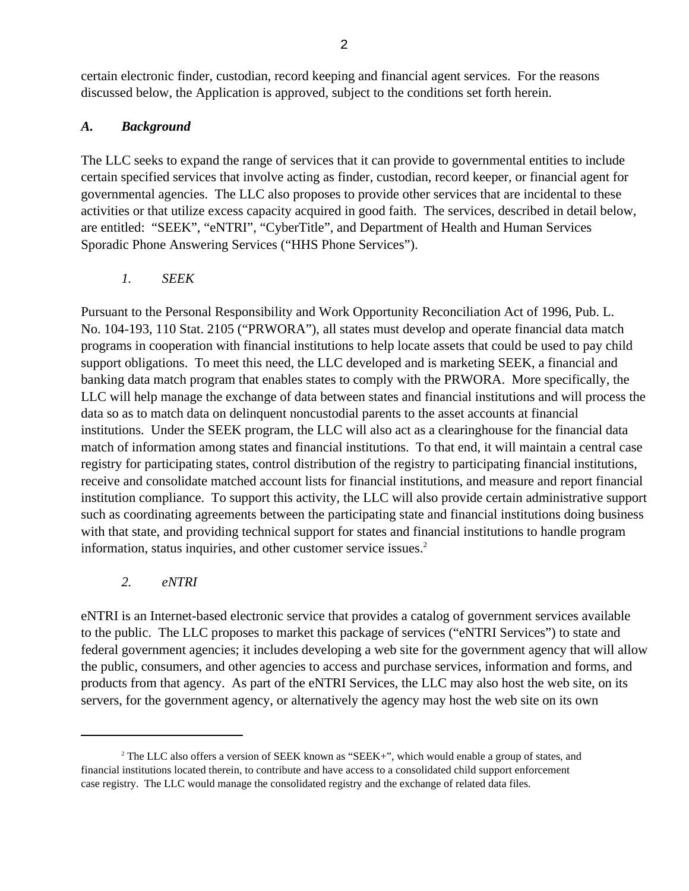certain electronic finder, custodian, record keeping and financial agent services. For the reasons discussed below, the Application is approved, subject to the conditions set forth herein.

### *A. Background*

The LLC seeks to expand the range of services that it can provide to governmental entities to include certain specified services that involve acting as finder, custodian, record keeper, or financial agent for governmental agencies. The LLC also proposes to provide other services that are incidental to these activities or that utilize excess capacity acquired in good faith. The services, described in detail below, are entitled: "SEEK", "eNTRI", "CyberTitle", and Department of Health and Human Services Sporadic Phone Answering Services ("HHS Phone Services").

#### *1. SEEK*

Pursuant to the Personal Responsibility and Work Opportunity Reconciliation Act of 1996, Pub. L. No. 104-193, 110 Stat. 2105 ("PRWORA"), all states must develop and operate financial data match programs in cooperation with financial institutions to help locate assets that could be used to pay child support obligations. To meet this need, the LLC developed and is marketing SEEK, a financial and banking data match program that enables states to comply with the PRWORA. More specifically, the LLC will help manage the exchange of data between states and financial institutions and will process the data so as to match data on delinquent noncustodial parents to the asset accounts at financial institutions. Under the SEEK program, the LLC will also act as a clearinghouse for the financial data match of information among states and financial institutions. To that end, it will maintain a central case registry for participating states, control distribution of the registry to participating financial institutions, receive and consolidate matched account lists for financial institutions, and measure and report financial institution compliance. To support this activity, the LLC will also provide certain administrative support such as coordinating agreements between the participating state and financial institutions doing business with that state, and providing technical support for states and financial institutions to handle program information, status inquiries, and other customer service issues.[2]

#### *2. eNTRI*

eNTRI is an Internet-based electronic service that provides a catalog of government services available to the public. The LLC proposes to market this package of services ("eNTRI Services") to state and federal government agencies; it includes developing a web site for the government agency that will allow the public, consumers, and other agencies to access and purchase services, information and forms, and products from that agency. As part of the eNTRI Services, the LLC may also host the web site, on its servers, for the government agency, or alternatively the agency may host the web site on its own

---

[2] The LLC also offers a version of SEEK known as "SEEK+", which would enable a group of states, and financial institutions located therein, to contribute and have access to a consolidated child support enforcement case registry. The LLC would manage the consolidated registry and the exchange of related data files.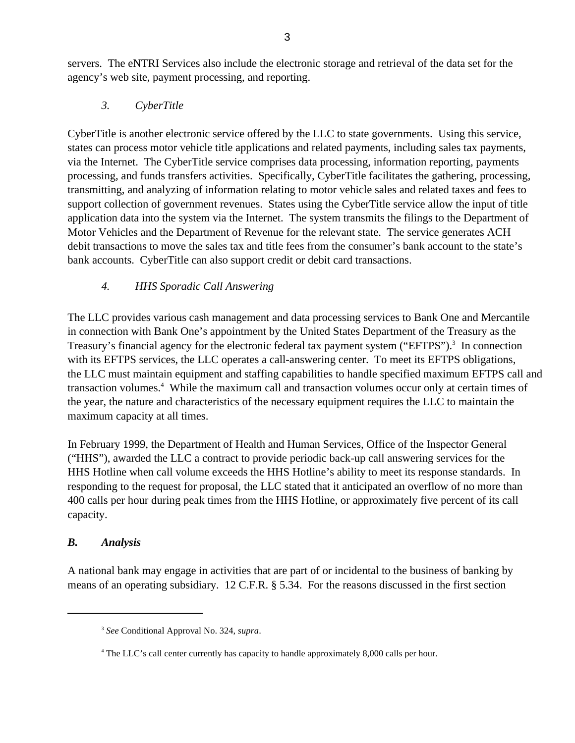servers. The eNTRI Services also include the electronic storage and retrieval of the data set for the agency's web site, payment processing, and reporting.

*3. CyberTitle*

CyberTitle is another electronic service offered by the LLC to state governments. Using this service, states can process motor vehicle title applications and related payments, including sales tax payments, via the Internet. The CyberTitle service comprises data processing, information reporting, payments processing, and funds transfers activities. Specifically, CyberTitle facilitates the gathering, processing, transmitting, and analyzing of information relating to motor vehicle sales and related taxes and fees to support collection of government revenues. States using the CyberTitle service allow the input of title application data into the system via the Internet. The system transmits the filings to the Department of Motor Vehicles and the Department of Revenue for the relevant state. The service generates ACH debit transactions to move the sales tax and title fees from the consumer's bank account to the state's bank accounts. CyberTitle can also support credit or debit card transactions.

*4. HHS Sporadic Call Answering*

The LLC provides various cash management and data processing services to Bank One and Mercantile in connection with Bank One's appointment by the United States Department of the Treasury as the Treasury's financial agency for the electronic federal tax payment system ("EFTPS").[3] In connection with its EFTPS services, the LLC operates a call-answering center. To meet its EFTPS obligations, the LLC must maintain equipment and staffing capabilities to handle specified maximum EFTPS call and transaction volumes.[4] While the maximum call and transaction volumes occur only at certain times of the year, the nature and characteristics of the necessary equipment requires the LLC to maintain the maximum capacity at all times.

In February 1999, the Department of Health and Human Services, Office of the Inspector General ("HHS"), awarded the LLC a contract to provide periodic back-up call answering services for the HHS Hotline when call volume exceeds the HHS Hotline's ability to meet its response standards. In responding to the request for proposal, the LLC stated that it anticipated an overflow of no more than 400 calls per hour during peak times from the HHS Hotline, or approximately five percent of its call capacity.

### *B. Analysis*

A national bank may engage in activities that are part of or incidental to the business of banking by means of an operating subsidiary. 12 C.F.R. § 5.34. For the reasons discussed in the first section

---

[3] *See* Conditional Approval No. 324, *supra*.

[4] The LLC's call center currently has capacity to handle approximately 8,000 calls per hour.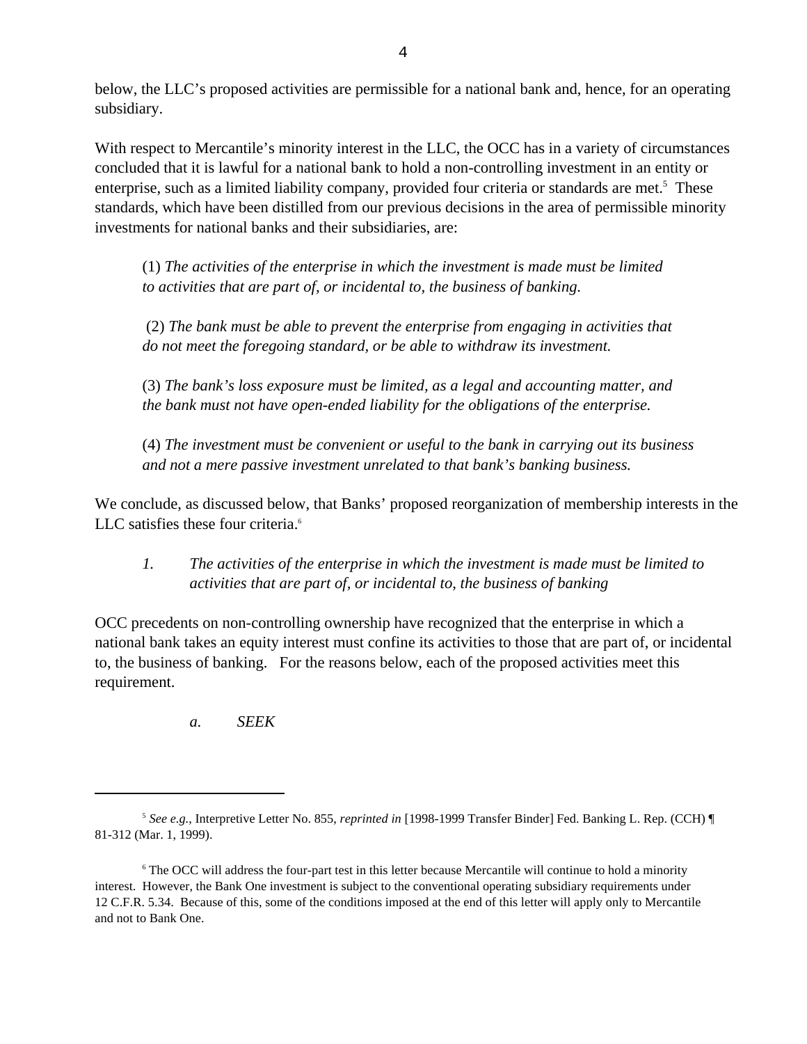below, the LLC's proposed activities are permissible for a national bank and, hence, for an operating subsidiary.

With respect to Mercantile's minority interest in the LLC, the OCC has in a variety of circumstances concluded that it is lawful for a national bank to hold a non-controlling investment in an entity or enterprise, such as a limited liability company, provided four criteria or standards are met.[5] These standards, which have been distilled from our previous decisions in the area of permissible minority investments for national banks and their subsidiaries, are:

> (1) *The activities of the enterprise in which the investment is made must be limited to activities that are part of, or incidental to, the business of banking.*
>
> (2) *The bank must be able to prevent the enterprise from engaging in activities that do not meet the foregoing standard, or be able to withdraw its investment.*
>
> (3) *The bank's loss exposure must be limited, as a legal and accounting matter, and the bank must not have open-ended liability for the obligations of the enterprise.*
>
> (4) *The investment must be convenient or useful to the bank in carrying out its business and not a mere passive investment unrelated to that bank's banking business.*

We conclude, as discussed below, that Banks' proposed reorganization of membership interests in the LLC satisfies these four criteria.[6]

### *1. The activities of the enterprise in which the investment is made must be limited to activities that are part of, or incidental to, the business of banking*

OCC precedents on non-controlling ownership have recognized that the enterprise in which a national bank takes an equity interest must confine its activities to those that are part of, or incidental to, the business of banking. For the reasons below, each of the proposed activities meet this requirement.

#### *a. SEEK*

---

[5] *See e.g.*, Interpretive Letter No. 855, *reprinted in* [1998-1999 Transfer Binder] Fed. Banking L. Rep. (CCH) ¶ 81-312 (Mar. 1, 1999).

[6] The OCC will address the four-part test in this letter because Mercantile will continue to hold a minority interest. However, the Bank One investment is subject to the conventional operating subsidiary requirements under 12 C.F.R. 5.34. Because of this, some of the conditions imposed at the end of this letter will apply only to Mercantile and not to Bank One.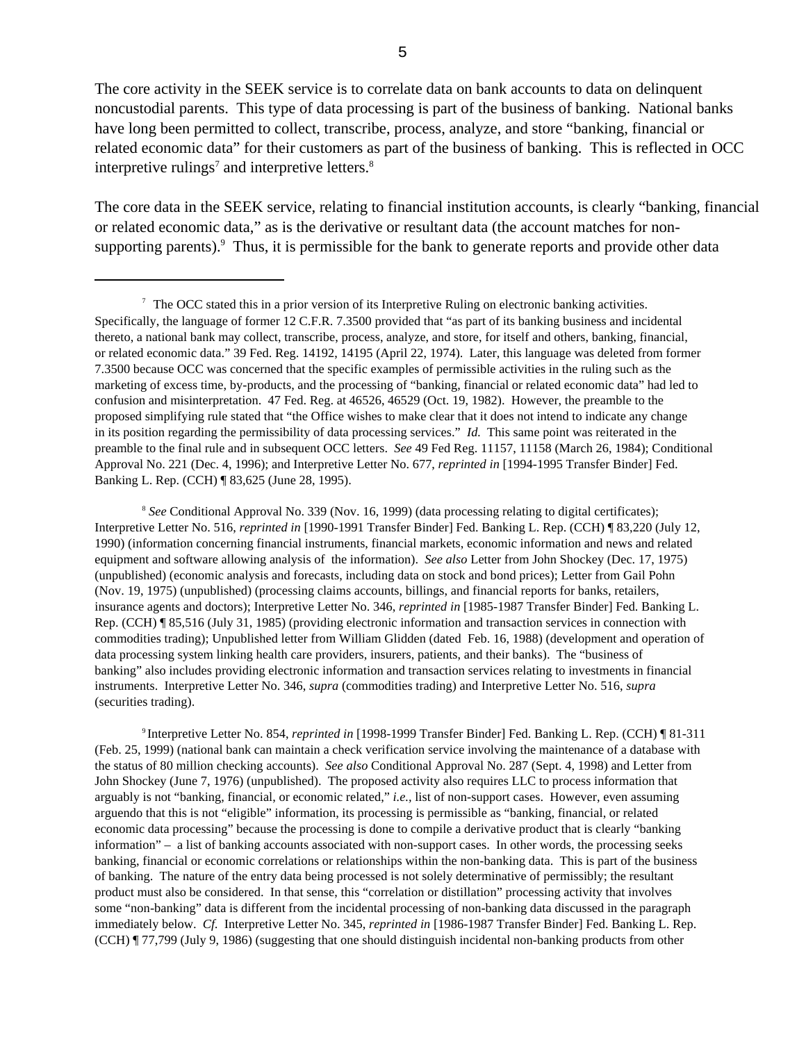The core activity in the SEEK service is to correlate data on bank accounts to data on delinquent noncustodial parents. This type of data processing is part of the business of banking. National banks have long been permitted to collect, transcribe, process, analyze, and store "banking, financial or related economic data" for their customers as part of the business of banking. This is reflected in OCC interpretive rulings[7] and interpretive letters.[8]

The core data in the SEEK service, relating to financial institution accounts, is clearly "banking, financial or related economic data," as is the derivative or resultant data (the account matches for non-supporting parents).[9] Thus, it is permissible for the bank to generate reports and provide other data

---

[7] The OCC stated this in a prior version of its Interpretive Ruling on electronic banking activities. Specifically, the language of former 12 C.F.R. 7.3500 provided that "as part of its banking business and incidental thereto, a national bank may collect, transcribe, process, analyze, and store, for itself and others, banking, financial, or related economic data." 39 Fed. Reg. 14192, 14195 (April 22, 1974). Later, this language was deleted from former 7.3500 because OCC was concerned that the specific examples of permissible activities in the ruling such as the marketing of excess time, by-products, and the processing of "banking, financial or related economic data" had led to confusion and misinterpretation. 47 Fed. Reg. at 46526, 46529 (Oct. 19, 1982). However, the preamble to the proposed simplifying rule stated that "the Office wishes to make clear that it does not intend to indicate any change in its position regarding the permissibility of data processing services." *Id.* This same point was reiterated in the preamble to the final rule and in subsequent OCC letters. *See* 49 Fed Reg. 11157, 11158 (March 26, 1984); Conditional Approval No. 221 (Dec. 4, 1996); and Interpretive Letter No. 677, *reprinted in* [1994-1995 Transfer Binder] Fed. Banking L. Rep. (CCH) ¶ 83,625 (June 28, 1995).

[8] *See* Conditional Approval No. 339 (Nov. 16, 1999) (data processing relating to digital certificates); Interpretive Letter No. 516, *reprinted in* [1990-1991 Transfer Binder] Fed. Banking L. Rep. (CCH) ¶ 83,220 (July 12, 1990) (information concerning financial instruments, financial markets, economic information and news and related equipment and software allowing analysis of the information). *See also* Letter from John Shockey (Dec. 17, 1975) (unpublished) (economic analysis and forecasts, including data on stock and bond prices); Letter from Gail Pohn (Nov. 19, 1975) (unpublished) (processing claims accounts, billings, and financial reports for banks, retailers, insurance agents and doctors); Interpretive Letter No. 346, *reprinted in* [1985-1987 Transfer Binder] Fed. Banking L. Rep. (CCH) ¶ 85,516 (July 31, 1985) (providing electronic information and transaction services in connection with commodities trading); Unpublished letter from William Glidden (dated Feb. 16, 1988) (development and operation of data processing system linking health care providers, insurers, patients, and their banks). The "business of banking" also includes providing electronic information and transaction services relating to investments in financial instruments. Interpretive Letter No. 346, *supra* (commodities trading) and Interpretive Letter No. 516, *supra* (securities trading).

[9] Interpretive Letter No. 854, *reprinted in* [1998-1999 Transfer Binder] Fed. Banking L. Rep. (CCH) ¶ 81-311 (Feb. 25, 1999) (national bank can maintain a check verification service involving the maintenance of a database with the status of 80 million checking accounts). *See also* Conditional Approval No. 287 (Sept. 4, 1998) and Letter from John Shockey (June 7, 1976) (unpublished). The proposed activity also requires LLC to process information that arguably is not "banking, financial, or economic related," *i.e.,* list of non-support cases. However, even assuming arguendo that this is not "eligible" information, its processing is permissible as "banking, financial, or related economic data processing" because the processing is done to compile a derivative product that is clearly "banking information" – a list of banking accounts associated with non-support cases. In other words, the processing seeks banking, financial or economic correlations or relationships within the non-banking data. This is part of the business of banking. The nature of the entry data being processed is not solely determinative of permissibly; the resultant product must also be considered. In that sense, this "correlation or distillation" processing activity that involves some "non-banking" data is different from the incidental processing of non-banking data discussed in the paragraph immediately below. *Cf.* Interpretive Letter No. 345, *reprinted in* [1986-1987 Transfer Binder] Fed. Banking L. Rep. (CCH) ¶ 77,799 (July 9, 1986) (suggesting that one should distinguish incidental non-banking products from other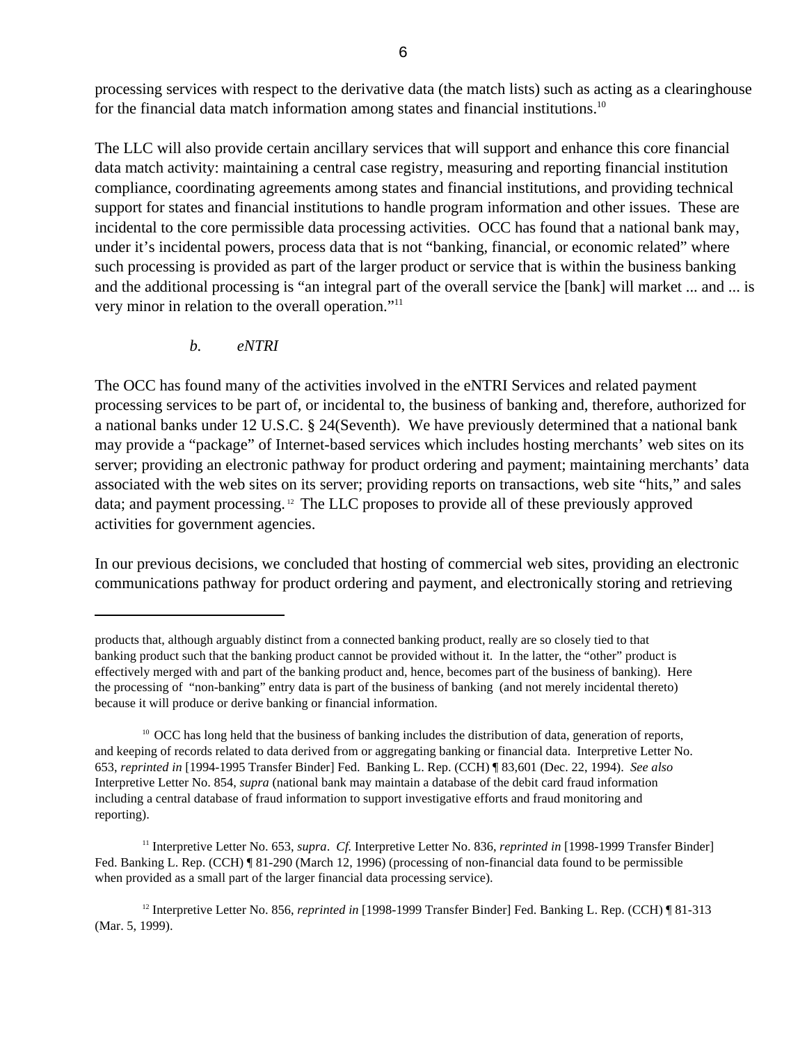processing services with respect to the derivative data (the match lists) such as acting as a clearinghouse for the financial data match information among states and financial institutions.[10]

The LLC will also provide certain ancillary services that will support and enhance this core financial data match activity: maintaining a central case registry, measuring and reporting financial institution compliance, coordinating agreements among states and financial institutions, and providing technical support for states and financial institutions to handle program information and other issues. These are incidental to the core permissible data processing activities. OCC has found that a national bank may, under it's incidental powers, process data that is not "banking, financial, or economic related" where such processing is provided as part of the larger product or service that is within the business banking and the additional processing is "an integral part of the overall service the [bank] will market ... and ... is very minor in relation to the overall operation."[11]

*b. eNTRI*

The OCC has found many of the activities involved in the eNTRI Services and related payment processing services to be part of, or incidental to, the business of banking and, therefore, authorized for a national banks under 12 U.S.C. § 24(Seventh). We have previously determined that a national bank may provide a "package" of Internet-based services which includes hosting merchants' web sites on its server; providing an electronic pathway for product ordering and payment; maintaining merchants' data associated with the web sites on its server; providing reports on transactions, web site "hits," and sales data; and payment processing.[12] The LLC proposes to provide all of these previously approved activities for government agencies.

In our previous decisions, we concluded that hosting of commercial web sites, providing an electronic communications pathway for product ordering and payment, and electronically storing and retrieving

---

products that, although arguably distinct from a connected banking product, really are so closely tied to that banking product such that the banking product cannot be provided without it. In the latter, the "other" product is effectively merged with and part of the banking product and, hence, becomes part of the business of banking). Here the processing of "non-banking" entry data is part of the business of banking (and not merely incidental thereto) because it will produce or derive banking or financial information.

[10] OCC has long held that the business of banking includes the distribution of data, generation of reports, and keeping of records related to data derived from or aggregating banking or financial data. Interpretive Letter No. 653, *reprinted in* [1994-1995 Transfer Binder] Fed. Banking L. Rep. (CCH) ¶ 83,601 (Dec. 22, 1994). *See also* Interpretive Letter No. 854, *supra* (national bank may maintain a database of the debit card fraud information including a central database of fraud information to support investigative efforts and fraud monitoring and reporting).

[11] Interpretive Letter No. 653, *supra*. *Cf.* Interpretive Letter No. 836, *reprinted in* [1998-1999 Transfer Binder] Fed. Banking L. Rep. (CCH) ¶ 81-290 (March 12, 1996) (processing of non-financial data found to be permissible when provided as a small part of the larger financial data processing service).

[12] Interpretive Letter No. 856, *reprinted in* [1998-1999 Transfer Binder] Fed. Banking L. Rep. (CCH) ¶ 81-313 (Mar. 5, 1999).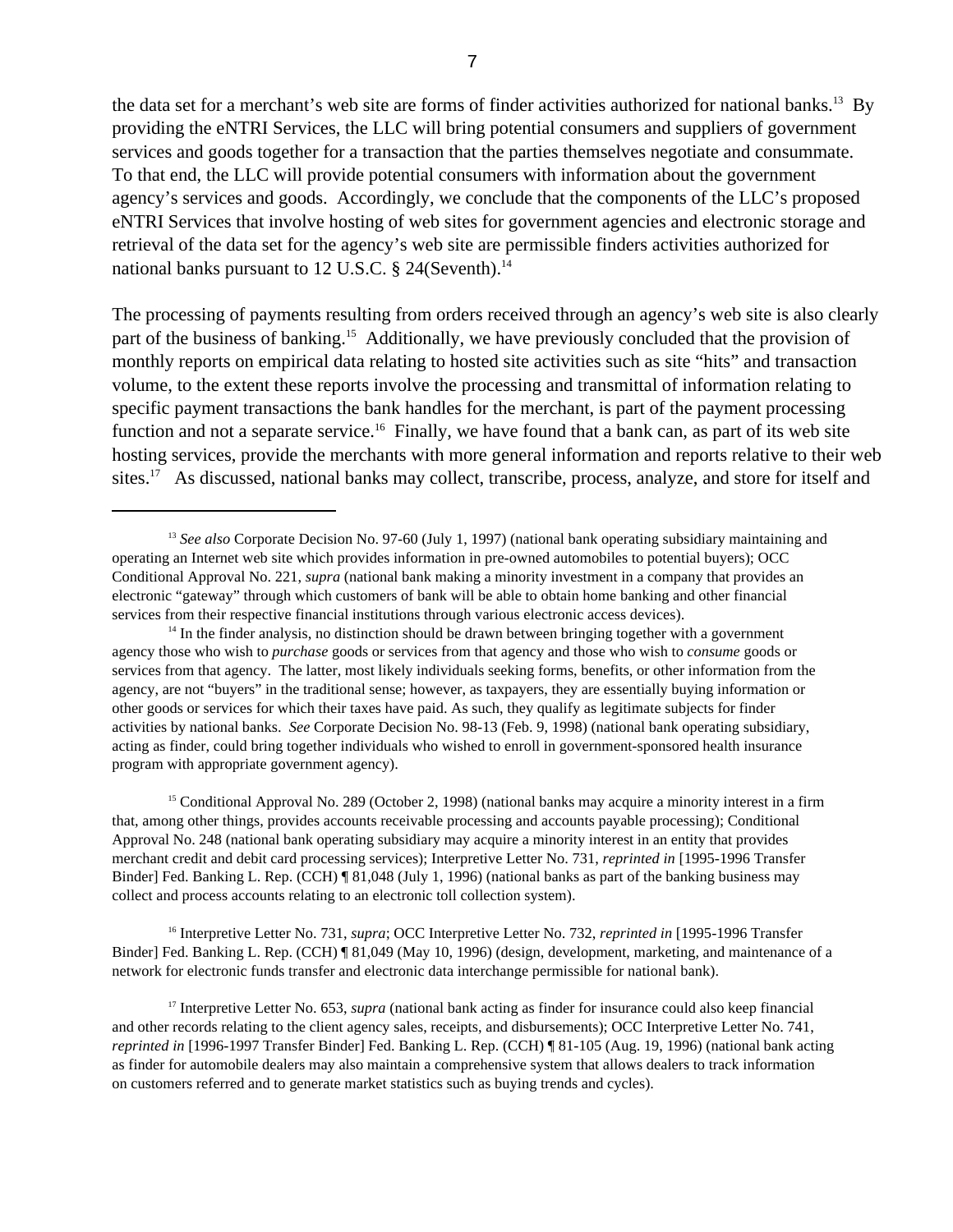the data set for a merchant's web site are forms of finder activities authorized for national banks.[13] By providing the eNTRI Services, the LLC will bring potential consumers and suppliers of government services and goods together for a transaction that the parties themselves negotiate and consummate. To that end, the LLC will provide potential consumers with information about the government agency's services and goods. Accordingly, we conclude that the components of the LLC's proposed eNTRI Services that involve hosting of web sites for government agencies and electronic storage and retrieval of the data set for the agency's web site are permissible finders activities authorized for national banks pursuant to 12 U.S.C. § 24(Seventh).[14]

The processing of payments resulting from orders received through an agency's web site is also clearly part of the business of banking.[15] Additionally, we have previously concluded that the provision of monthly reports on empirical data relating to hosted site activities such as site "hits" and transaction volume, to the extent these reports involve the processing and transmittal of information relating to specific payment transactions the bank handles for the merchant, is part of the payment processing function and not a separate service.[16] Finally, we have found that a bank can, as part of its web site hosting services, provide the merchants with more general information and reports relative to their web sites.[17] As discussed, national banks may collect, transcribe, process, analyze, and store for itself and

---

[13] *See also* Corporate Decision No. 97-60 (July 1, 1997) (national bank operating subsidiary maintaining and operating an Internet web site which provides information in pre-owned automobiles to potential buyers); OCC Conditional Approval No. 221, *supra* (national bank making a minority investment in a company that provides an electronic "gateway" through which customers of bank will be able to obtain home banking and other financial services from their respective financial institutions through various electronic access devices).

[14] In the finder analysis, no distinction should be drawn between bringing together with a government agency those who wish to *purchase* goods or services from that agency and those who wish to *consume* goods or services from that agency. The latter, most likely individuals seeking forms, benefits, or other information from the agency, are not "buyers" in the traditional sense; however, as taxpayers, they are essentially buying information or other goods or services for which their taxes have paid. As such, they qualify as legitimate subjects for finder activities by national banks. *See* Corporate Decision No. 98-13 (Feb. 9, 1998) (national bank operating subsidiary, acting as finder, could bring together individuals who wished to enroll in government-sponsored health insurance program with appropriate government agency).

[15] Conditional Approval No. 289 (October 2, 1998) (national banks may acquire a minority interest in a firm that, among other things, provides accounts receivable processing and accounts payable processing); Conditional Approval No. 248 (national bank operating subsidiary may acquire a minority interest in an entity that provides merchant credit and debit card processing services); Interpretive Letter No. 731, *reprinted in* [1995-1996 Transfer Binder] Fed. Banking L. Rep. (CCH) ¶ 81,048 (July 1, 1996) (national banks as part of the banking business may collect and process accounts relating to an electronic toll collection system).

[16] Interpretive Letter No. 731, *supra*; OCC Interpretive Letter No. 732, *reprinted in* [1995-1996 Transfer Binder] Fed. Banking L. Rep. (CCH) ¶ 81,049 (May 10, 1996) (design, development, marketing, and maintenance of a network for electronic funds transfer and electronic data interchange permissible for national bank).

[17] Interpretive Letter No. 653, *supra* (national bank acting as finder for insurance could also keep financial and other records relating to the client agency sales, receipts, and disbursements); OCC Interpretive Letter No. 741, *reprinted in* [1996-1997 Transfer Binder] Fed. Banking L. Rep. (CCH) ¶ 81-105 (Aug. 19, 1996) (national bank acting as finder for automobile dealers may also maintain a comprehensive system that allows dealers to track information on customers referred and to generate market statistics such as buying trends and cycles).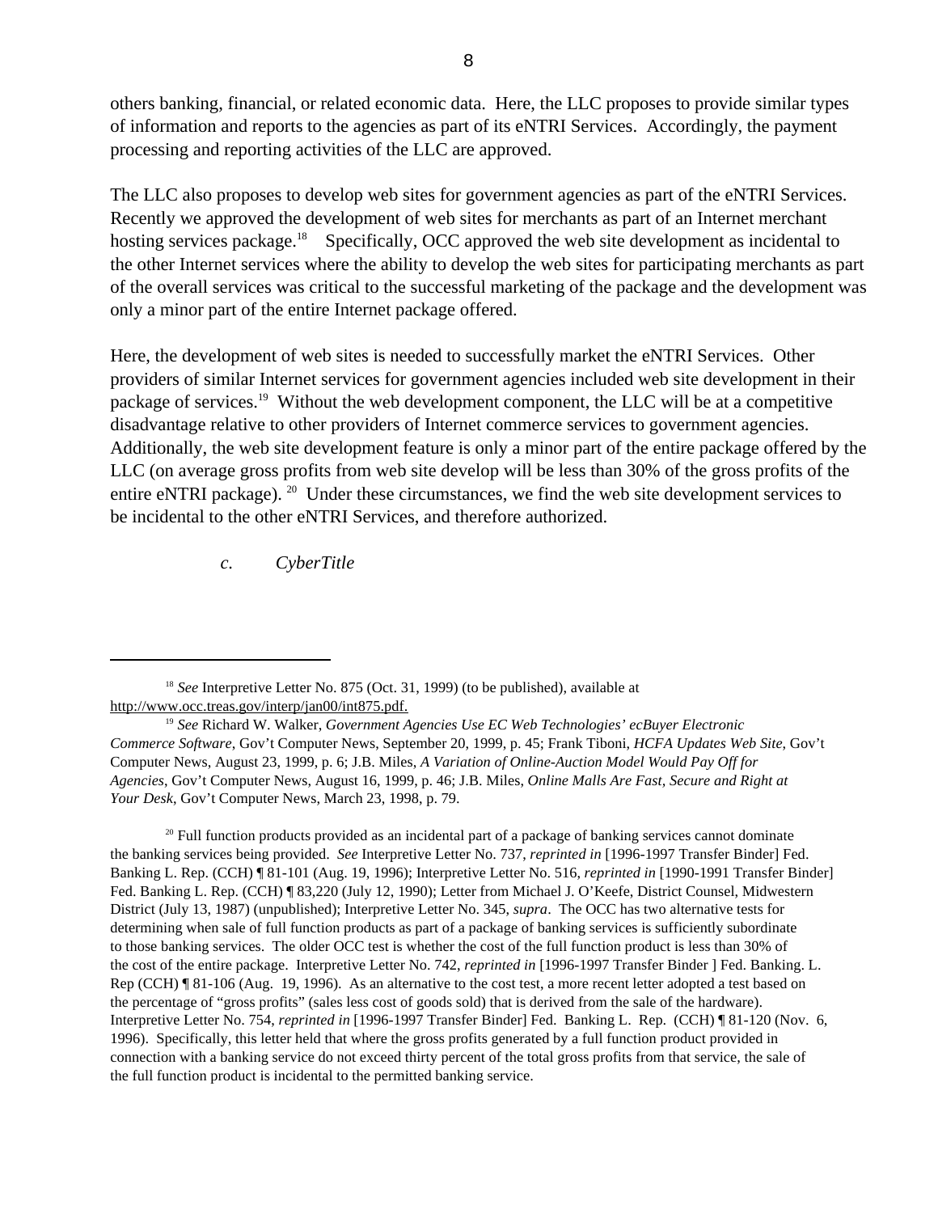others banking, financial, or related economic data. Here, the LLC proposes to provide similar types of information and reports to the agencies as part of its eNTRI Services. Accordingly, the payment processing and reporting activities of the LLC are approved.

The LLC also proposes to develop web sites for government agencies as part of the eNTRI Services. Recently we approved the development of web sites for merchants as part of an Internet merchant hosting services package.[18] Specifically, OCC approved the web site development as incidental to the other Internet services where the ability to develop the web sites for participating merchants as part of the overall services was critical to the successful marketing of the package and the development was only a minor part of the entire Internet package offered.

Here, the development of web sites is needed to successfully market the eNTRI Services. Other providers of similar Internet services for government agencies included web site development in their package of services.[19] Without the web development component, the LLC will be at a competitive disadvantage relative to other providers of Internet commerce services to government agencies. Additionally, the web site development feature is only a minor part of the entire package offered by the LLC (on average gross profits from web site develop will be less than 30% of the gross profits of the entire eNTRI package). [20] Under these circumstances, we find the web site development services to be incidental to the other eNTRI Services, and therefore authorized.

*c. CyberTitle*

---

[18] *See* Interpretive Letter No. 875 (Oct. 31, 1999) (to be published), available at http://www.occ.treas.gov/interp/jan00/int875.pdf.

[19] *See* Richard W. Walker, *Government Agencies Use EC Web Technologies' ecBuyer Electronic Commerce Software*, Gov't Computer News, September 20, 1999, p. 45; Frank Tiboni, *HCFA Updates Web Site*, Gov't Computer News, August 23, 1999, p. 6; J.B. Miles, *A Variation of Online-Auction Model Would Pay Off for Agencies*, Gov't Computer News, August 16, 1999, p. 46; J.B. Miles, *Online Malls Are Fast, Secure and Right at Your Desk*, Gov't Computer News, March 23, 1998, p. 79.

[20] Full function products provided as an incidental part of a package of banking services cannot dominate the banking services being provided. *See* Interpretive Letter No. 737, *reprinted in* [1996-1997 Transfer Binder] Fed. Banking L. Rep. (CCH) ¶ 81-101 (Aug. 19, 1996); Interpretive Letter No. 516, *reprinted in* [1990-1991 Transfer Binder] Fed. Banking L. Rep. (CCH) ¶ 83,220 (July 12, 1990); Letter from Michael J. O'Keefe, District Counsel, Midwestern District (July 13, 1987) (unpublished); Interpretive Letter No. 345, *supra*. The OCC has two alternative tests for determining when sale of full function products as part of a package of banking services is sufficiently subordinate to those banking services. The older OCC test is whether the cost of the full function product is less than 30% of the cost of the entire package. Interpretive Letter No. 742, *reprinted in* [1996-1997 Transfer Binder ] Fed. Banking. L. Rep (CCH) ¶ 81-106 (Aug. 19, 1996). As an alternative to the cost test, a more recent letter adopted a test based on the percentage of "gross profits" (sales less cost of goods sold) that is derived from the sale of the hardware). Interpretive Letter No. 754, *reprinted in* [1996-1997 Transfer Binder] Fed. Banking L. Rep. (CCH) ¶ 81-120 (Nov. 6, 1996). Specifically, this letter held that where the gross profits generated by a full function product provided in connection with a banking service do not exceed thirty percent of the total gross profits from that service, the sale of the full function product is incidental to the permitted banking service.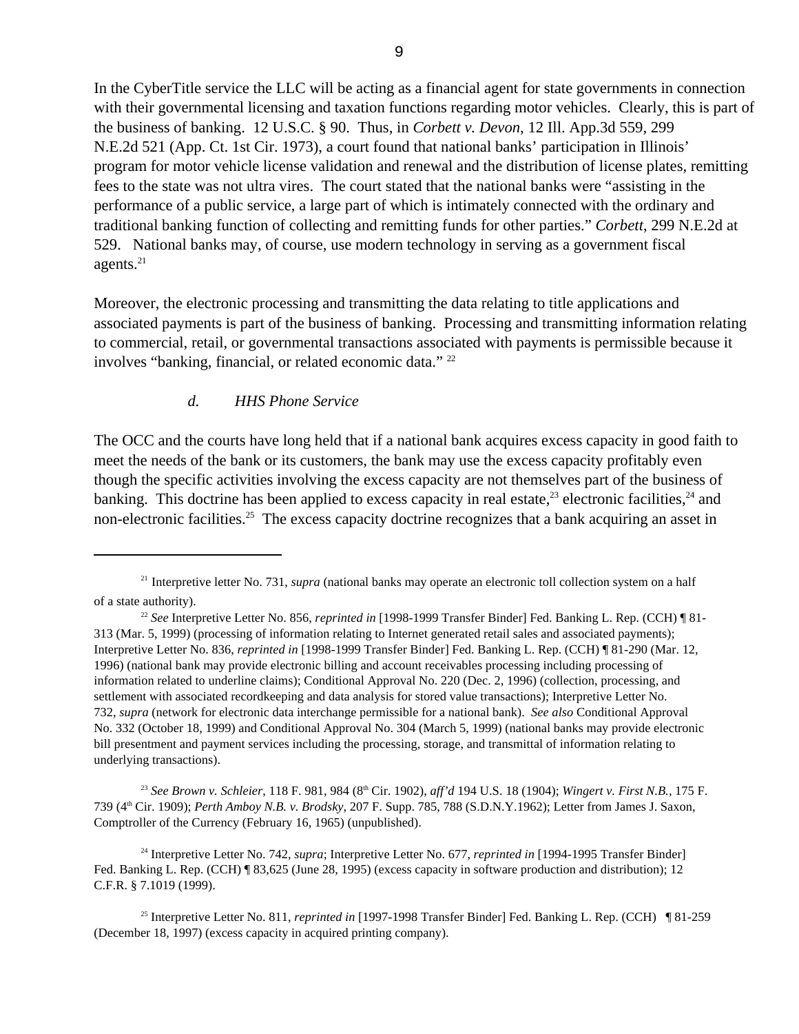In the CyberTitle service the LLC will be acting as a financial agent for state governments in connection with their governmental licensing and taxation functions regarding motor vehicles. Clearly, this is part of the business of banking. 12 U.S.C. § 90. Thus, in *Corbett v. Devon*, 12 Ill. App.3d 559, 299 N.E.2d 521 (App. Ct. 1st Cir. 1973), a court found that national banks' participation in Illinois' program for motor vehicle license validation and renewal and the distribution of license plates, remitting fees to the state was not ultra vires. The court stated that the national banks were "assisting in the performance of a public service, a large part of which is intimately connected with the ordinary and traditional banking function of collecting and remitting funds for other parties." *Corbett*, 299 N.E.2d at 529. National banks may, of course, use modern technology in serving as a government fiscal agents.[21]

Moreover, the electronic processing and transmitting the data relating to title applications and associated payments is part of the business of banking. Processing and transmitting information relating to commercial, retail, or governmental transactions associated with payments is permissible because it involves "banking, financial, or related economic data." [22]

*d. HHS Phone Service*

The OCC and the courts have long held that if a national bank acquires excess capacity in good faith to meet the needs of the bank or its customers, the bank may use the excess capacity profitably even though the specific activities involving the excess capacity are not themselves part of the business of banking. This doctrine has been applied to excess capacity in real estate,[23] electronic facilities,[24] and non-electronic facilities.[25] The excess capacity doctrine recognizes that a bank acquiring an asset in

---

[21] Interpretive letter No. 731, *supra* (national banks may operate an electronic toll collection system on a half of a state authority).

[22] *See* Interpretive Letter No. 856, *reprinted in* [1998-1999 Transfer Binder] Fed. Banking L. Rep. (CCH) ¶ 81-313 (Mar. 5, 1999) (processing of information relating to Internet generated retail sales and associated payments); Interpretive Letter No. 836, *reprinted in* [1998-1999 Transfer Binder] Fed. Banking L. Rep. (CCH) ¶ 81-290 (Mar. 12, 1996) (national bank may provide electronic billing and account receivables processing including processing of information related to underline claims); Conditional Approval No. 220 (Dec. 2, 1996) (collection, processing, and settlement with associated recordkeeping and data analysis for stored value transactions); Interpretive Letter No. 732, *supra* (network for electronic data interchange permissible for a national bank). *See also* Conditional Approval No. 332 (October 18, 1999) and Conditional Approval No. 304 (March 5, 1999) (national banks may provide electronic bill presentment and payment services including the processing, storage, and transmittal of information relating to underlying transactions).

[23] *See Brown v. Schleier*, 118 F. 981, 984 (8th Cir. 1902), *aff'd* 194 U.S. 18 (1904); *Wingert v. First N.B.,* 175 F. 739 (4th Cir. 1909); *Perth Amboy N.B. v. Brodsky*, 207 F. Supp. 785, 788 (S.D.N.Y.1962); Letter from James J. Saxon, Comptroller of the Currency (February 16, 1965) (unpublished).

[24] Interpretive Letter No. 742, *supra*; Interpretive Letter No. 677, *reprinted in* [1994-1995 Transfer Binder] Fed. Banking L. Rep. (CCH) ¶ 83,625 (June 28, 1995) (excess capacity in software production and distribution); 12 C.F.R. § 7.1019 (1999).

[25] Interpretive Letter No. 811, *reprinted in* [1997-1998 Transfer Binder] Fed. Banking L. Rep. (CCH) ¶ 81-259 (December 18, 1997) (excess capacity in acquired printing company).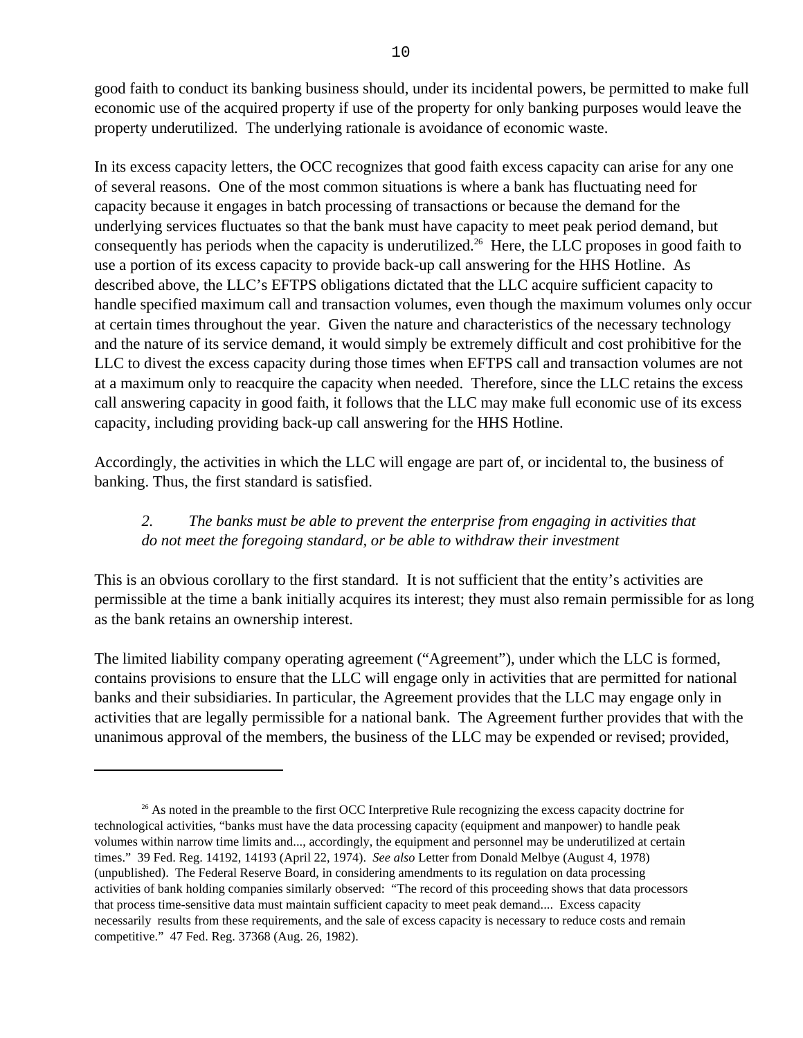good faith to conduct its banking business should, under its incidental powers, be permitted to make full economic use of the acquired property if use of the property for only banking purposes would leave the property underutilized. The underlying rationale is avoidance of economic waste.

In its excess capacity letters, the OCC recognizes that good faith excess capacity can arise for any one of several reasons. One of the most common situations is where a bank has fluctuating need for capacity because it engages in batch processing of transactions or because the demand for the underlying services fluctuates so that the bank must have capacity to meet peak period demand, but consequently has periods when the capacity is underutilized.[26] Here, the LLC proposes in good faith to use a portion of its excess capacity to provide back-up call answering for the HHS Hotline. As described above, the LLC's EFTPS obligations dictated that the LLC acquire sufficient capacity to handle specified maximum call and transaction volumes, even though the maximum volumes only occur at certain times throughout the year. Given the nature and characteristics of the necessary technology and the nature of its service demand, it would simply be extremely difficult and cost prohibitive for the LLC to divest the excess capacity during those times when EFTPS call and transaction volumes are not at a maximum only to reacquire the capacity when needed. Therefore, since the LLC retains the excess call answering capacity in good faith, it follows that the LLC may make full economic use of its excess capacity, including providing back-up call answering for the HHS Hotline.

Accordingly, the activities in which the LLC will engage are part of, or incidental to, the business of banking. Thus, the first standard is satisfied.

*2. The banks must be able to prevent the enterprise from engaging in activities that do not meet the foregoing standard, or be able to withdraw their investment*

This is an obvious corollary to the first standard. It is not sufficient that the entity's activities are permissible at the time a bank initially acquires its interest; they must also remain permissible for as long as the bank retains an ownership interest.

The limited liability company operating agreement ("Agreement"), under which the LLC is formed, contains provisions to ensure that the LLC will engage only in activities that are permitted for national banks and their subsidiaries. In particular, the Agreement provides that the LLC may engage only in activities that are legally permissible for a national bank. The Agreement further provides that with the unanimous approval of the members, the business of the LLC may be expended or revised; provided,

---

[26] As noted in the preamble to the first OCC Interpretive Rule recognizing the excess capacity doctrine for technological activities, "banks must have the data processing capacity (equipment and manpower) to handle peak volumes within narrow time limits and..., accordingly, the equipment and personnel may be underutilized at certain times." 39 Fed. Reg. 14192, 14193 (April 22, 1974). *See also* Letter from Donald Melbye (August 4, 1978) (unpublished). The Federal Reserve Board, in considering amendments to its regulation on data processing activities of bank holding companies similarly observed: "The record of this proceeding shows that data processors that process time-sensitive data must maintain sufficient capacity to meet peak demand.... Excess capacity necessarily results from these requirements, and the sale of excess capacity is necessary to reduce costs and remain competitive." 47 Fed. Reg. 37368 (Aug. 26, 1982).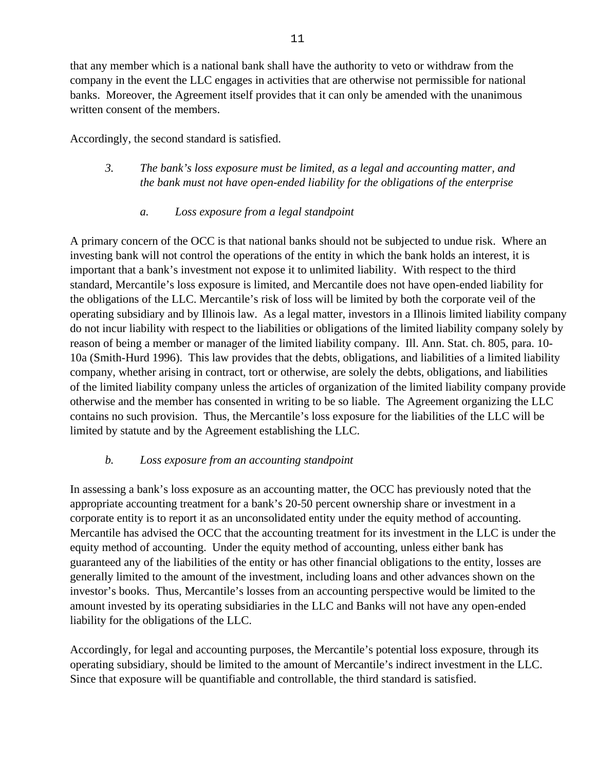that any member which is a national bank shall have the authority to veto or withdraw from the company in the event the LLC engages in activities that are otherwise not permissible for national banks. Moreover, the Agreement itself provides that it can only be amended with the unanimous written consent of the members.

Accordingly, the second standard is satisfied.

*3. The bank's loss exposure must be limited, as a legal and accounting matter, and the bank must not have open-ended liability for the obligations of the enterprise*

*a. Loss exposure from a legal standpoint*

A primary concern of the OCC is that national banks should not be subjected to undue risk. Where an investing bank will not control the operations of the entity in which the bank holds an interest, it is important that a bank's investment not expose it to unlimited liability. With respect to the third standard, Mercantile's loss exposure is limited, and Mercantile does not have open-ended liability for the obligations of the LLC. Mercantile's risk of loss will be limited by both the corporate veil of the operating subsidiary and by Illinois law. As a legal matter, investors in a Illinois limited liability company do not incur liability with respect to the liabilities or obligations of the limited liability company solely by reason of being a member or manager of the limited liability company. Ill. Ann. Stat. ch. 805, para. 10-10a (Smith-Hurd 1996). This law provides that the debts, obligations, and liabilities of a limited liability company, whether arising in contract, tort or otherwise, are solely the debts, obligations, and liabilities of the limited liability company unless the articles of organization of the limited liability company provide otherwise and the member has consented in writing to be so liable. The Agreement organizing the LLC contains no such provision. Thus, the Mercantile's loss exposure for the liabilities of the LLC will be limited by statute and by the Agreement establishing the LLC.

*b. Loss exposure from an accounting standpoint*

In assessing a bank's loss exposure as an accounting matter, the OCC has previously noted that the appropriate accounting treatment for a bank's 20-50 percent ownership share or investment in a corporate entity is to report it as an unconsolidated entity under the equity method of accounting. Mercantile has advised the OCC that the accounting treatment for its investment in the LLC is under the equity method of accounting. Under the equity method of accounting, unless either bank has guaranteed any of the liabilities of the entity or has other financial obligations to the entity, losses are generally limited to the amount of the investment, including loans and other advances shown on the investor's books. Thus, Mercantile's losses from an accounting perspective would be limited to the amount invested by its operating subsidiaries in the LLC and Banks will not have any open-ended liability for the obligations of the LLC.

Accordingly, for legal and accounting purposes, the Mercantile's potential loss exposure, through its operating subsidiary, should be limited to the amount of Mercantile's indirect investment in the LLC. Since that exposure will be quantifiable and controllable, the third standard is satisfied.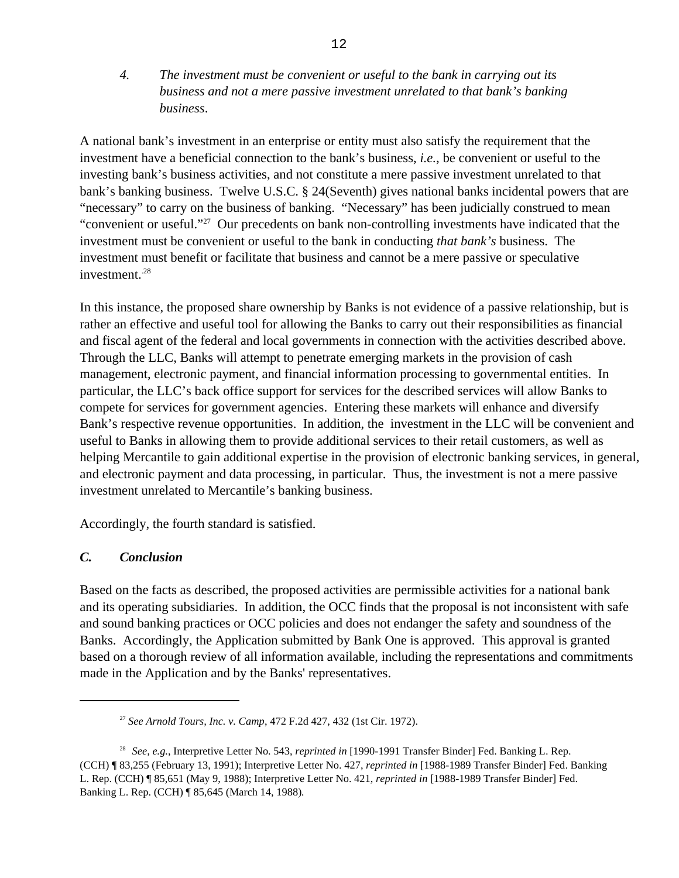*4. The investment must be convenient or useful to the bank in carrying out its business and not a mere passive investment unrelated to that bank's banking business*.

A national bank's investment in an enterprise or entity must also satisfy the requirement that the investment have a beneficial connection to the bank's business, *i.e.*, be convenient or useful to the investing bank's business activities, and not constitute a mere passive investment unrelated to that bank's banking business. Twelve U.S.C. § 24(Seventh) gives national banks incidental powers that are "necessary" to carry on the business of banking. "Necessary" has been judicially construed to mean "convenient or useful."[27] Our precedents on bank non-controlling investments have indicated that the investment must be convenient or useful to the bank in conducting *that bank's* business. The investment must benefit or facilitate that business and cannot be a mere passive or speculative investment.[28]

In this instance, the proposed share ownership by Banks is not evidence of a passive relationship, but is rather an effective and useful tool for allowing the Banks to carry out their responsibilities as financial and fiscal agent of the federal and local governments in connection with the activities described above. Through the LLC, Banks will attempt to penetrate emerging markets in the provision of cash management, electronic payment, and financial information processing to governmental entities. In particular, the LLC's back office support for services for the described services will allow Banks to compete for services for government agencies. Entering these markets will enhance and diversify Bank's respective revenue opportunities. In addition, the investment in the LLC will be convenient and useful to Banks in allowing them to provide additional services to their retail customers, as well as helping Mercantile to gain additional expertise in the provision of electronic banking services, in general, and electronic payment and data processing, in particular. Thus, the investment is not a mere passive investment unrelated to Mercantile's banking business.

Accordingly, the fourth standard is satisfied.

### *C. Conclusion*

Based on the facts as described, the proposed activities are permissible activities for a national bank and its operating subsidiaries. In addition, the OCC finds that the proposal is not inconsistent with safe and sound banking practices or OCC policies and does not endanger the safety and soundness of the Banks. Accordingly, the Application submitted by Bank One is approved. This approval is granted based on a thorough review of all information available, including the representations and commitments made in the Application and by the Banks' representatives.

---

[27] *See Arnold Tours, Inc. v. Camp*, 472 F.2d 427, 432 (1st Cir. 1972).

[28] *See, e.g.*, Interpretive Letter No. 543, *reprinted in* [1990-1991 Transfer Binder] Fed. Banking L. Rep. (CCH) ¶ 83,255 (February 13, 1991); Interpretive Letter No. 427, *reprinted in* [1988-1989 Transfer Binder] Fed. Banking L. Rep. (CCH) ¶ 85,651 (May 9, 1988); Interpretive Letter No. 421, *reprinted in* [1988-1989 Transfer Binder] Fed. Banking L. Rep. (CCH) ¶ 85,645 (March 14, 1988).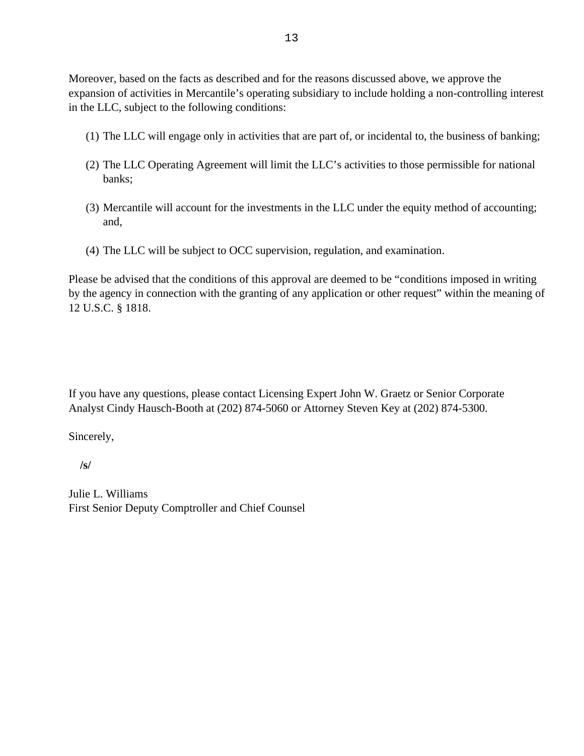Moreover, based on the facts as described and for the reasons discussed above, we approve the expansion of activities in Mercantile's operating subsidiary to include holding a non-controlling interest in the LLC, subject to the following conditions:

(1) The LLC will engage only in activities that are part of, or incidental to, the business of banking;

(2) The LLC Operating Agreement will limit the LLC's activities to those permissible for national banks;

(3) Mercantile will account for the investments in the LLC under the equity method of accounting; and,

(4) The LLC will be subject to OCC supervision, regulation, and examination.

Please be advised that the conditions of this approval are deemed to be "conditions imposed in writing by the agency in connection with the granting of any application or other request" within the meaning of 12 U.S.C. § 1818.

If you have any questions, please contact Licensing Expert John W. Graetz or Senior Corporate Analyst Cindy Hausch-Booth at (202) 874-5060 or Attorney Steven Key at (202) 874-5300.

Sincerely,

**/s/**

Julie L. Williams
First Senior Deputy Comptroller and Chief Counsel